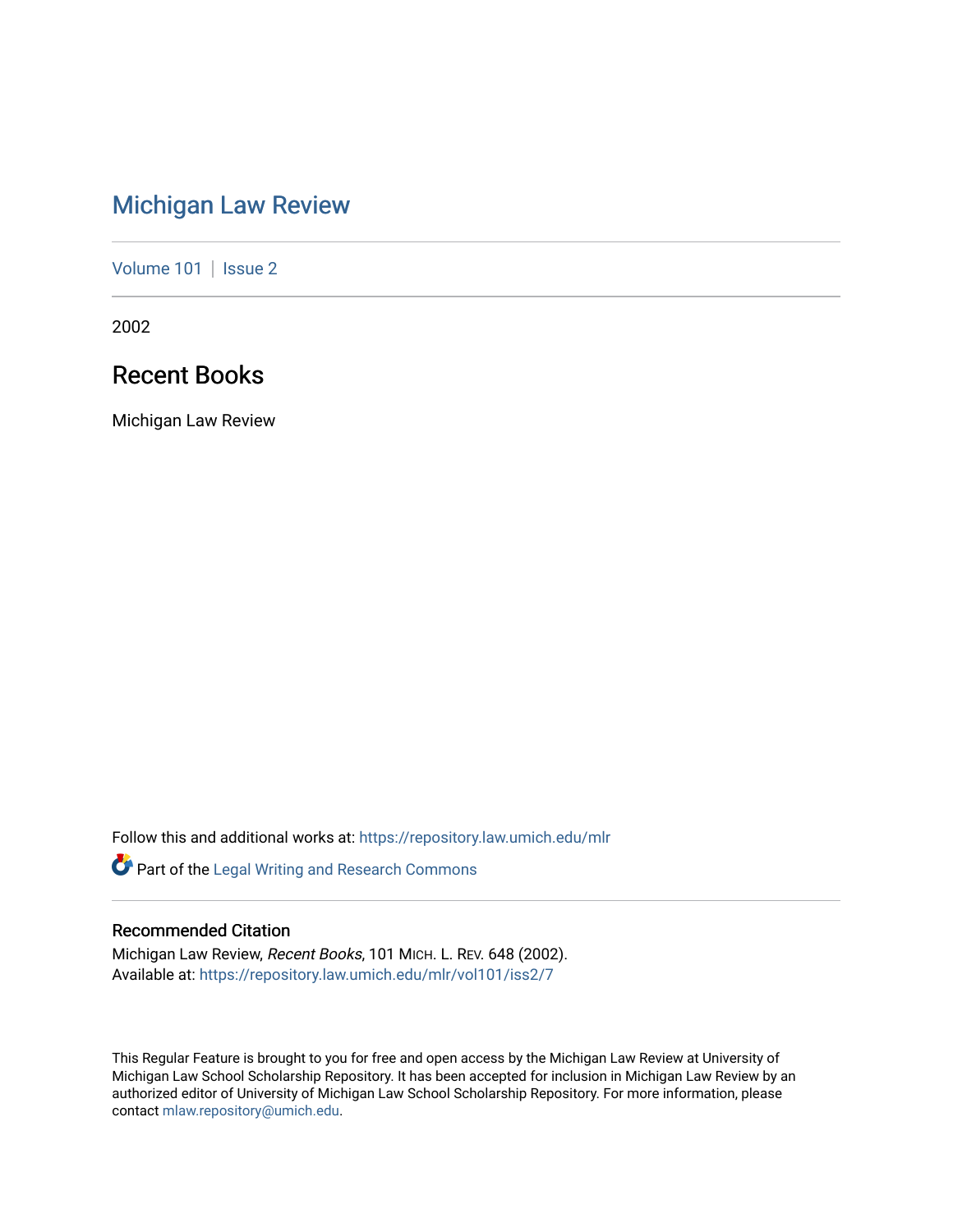# Michigan Law Review

Volume 101 | Issue 2

2002

## Recent Books

Michigan Law Review

Follow this and additional works at: https://repository.law.umich.edu/mlr

Part of the Legal Writing and Research Commons

### Recommended Citation

Michigan Law Review, *Recent Books*, 101 MICH. L. REV. 648 (2002).
Available at: https://repository.law.umich.edu/mlr/vol101/iss2/7

This Regular Feature is brought to you for free and open access by the Michigan Law Review at University of Michigan Law School Scholarship Repository. It has been accepted for inclusion in Michigan Law Review by an authorized editor of University of Michigan Law School Scholarship Repository. For more information, please contact mlaw.repository@umich.edu.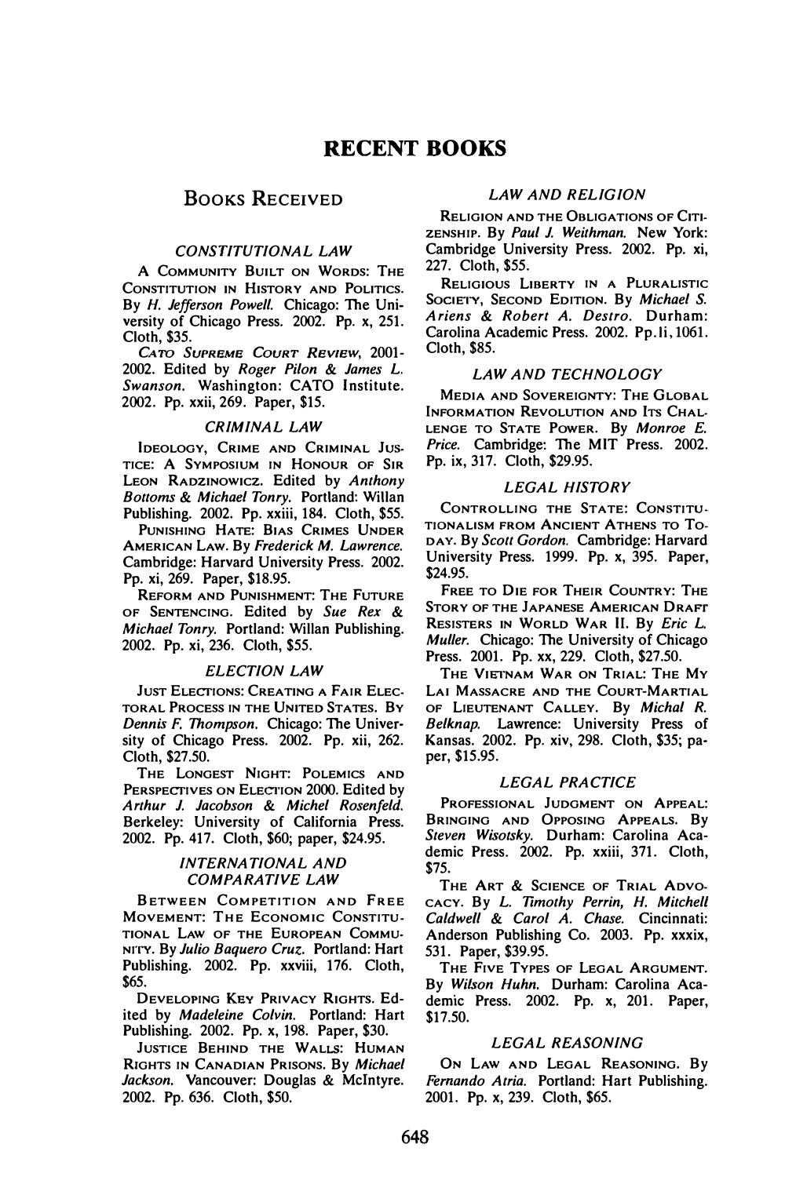# RECENT BOOKS

## BOOKS RECEIVED

### *CONSTITUTIONAL LAW*

A COMMUNITY BUILT ON WORDS: THE CONSTITUTION IN HISTORY AND POLITICS. By *H. Jefferson Powell.* Chicago: The University of Chicago Press. 2002. Pp. x, 251. Cloth, $35.

*CATO SUPREME COURT REVIEW*, 2001-2002. Edited by *Roger Pilon & James L. Swanson.* Washington: CATO Institute. 2002. Pp. xxii, 269. Paper, $15.

### *CRIMINAL LAW*

IDEOLOGY, CRIME AND CRIMINAL JUSTICE: A SYMPOSIUM IN HONOUR OF SIR LEON RADZINOWICZ. Edited by *Anthony Bottoms & Michael Tonry.* Portland: Willan Publishing. 2002. Pp. xxiii, 184. Cloth, $55.

PUNISHING HATE: BIAS CRIMES UNDER AMERICAN LAW. By *Frederick M. Lawrence.* Cambridge: Harvard University Press. 2002. Pp. xi, 269. Paper, $18.95.

REFORM AND PUNISHMENT: THE FUTURE OF SENTENCING. Edited by *Sue Rex & Michael Tonry.* Portland: Willan Publishing. 2002. Pp. xi, 236. Cloth, $55.

### *ELECTION LAW*

JUST ELECTIONS: CREATING A FAIR ELECTORAL PROCESS IN THE UNITED STATES. By *Dennis F. Thompson.* Chicago: The University of Chicago Press. 2002. Pp. xii, 262. Cloth, $27.50.

THE LONGEST NIGHT: POLEMICS AND PERSPECTIVES ON ELECTION 2000. Edited by *Arthur J. Jacobson & Michel Rosenfeld.* Berkeley: University of California Press. 2002. Pp. 417. Cloth, $60; paper, $24.95.

### *INTERNATIONAL AND COMPARATIVE LAW*

BETWEEN COMPETITION AND FREE MOVEMENT: THE ECONOMIC CONSTITUTIONAL LAW OF THE EUROPEAN COMMUNITY. By *Julio Baquero Cruz.* Portland: Hart Publishing. 2002. Pp. xxviii, 176. Cloth, $65.

DEVELOPING KEY PRIVACY RIGHTS. Edited by *Madeleine Colvin.* Portland: Hart Publishing. 2002. Pp. x, 198. Paper, $30.

JUSTICE BEHIND THE WALLS: HUMAN RIGHTS IN CANADIAN PRISONS. By *Michael Jackson.* Vancouver: Douglas & McIntyre. 2002. Pp. 636. Cloth, $50.

### *LAW AND RELIGION*

RELIGION AND THE OBLIGATIONS OF CITIZENSHIP. By *Paul J. Weithman.* New York: Cambridge University Press. 2002. Pp. xi, 227. Cloth, $55.

RELIGIOUS LIBERTY IN A PLURALISTIC SOCIETY, SECOND EDITION. By *Michael S. Ariens & Robert A. Destro.* Durham: Carolina Academic Press. 2002. Pp. li, 1061. Cloth, $85.

### *LAW AND TECHNOLOGY*

MEDIA AND SOVEREIGNTY: THE GLOBAL INFORMATION REVOLUTION AND ITS CHALLENGE TO STATE POWER. By *Monroe E. Price.* Cambridge: The MIT Press. 2002. Pp. ix, 317. Cloth, $29.95.

### *LEGAL HISTORY*

CONTROLLING THE STATE: CONSTITUTIONALISM FROM ANCIENT ATHENS TO TODAY. By *Scott Gordon.* Cambridge: Harvard University Press. 1999. Pp. x, 395. Paper, $24.95.

FREE TO DIE FOR THEIR COUNTRY: THE STORY OF THE JAPANESE AMERICAN DRAFT RESISTERS IN WORLD WAR II. By *Eric L. Muller.* Chicago: The University of Chicago Press. 2001. Pp. xx, 229. Cloth, $27.50.

THE VIETNAM WAR ON TRIAL: THE MY LAI MASSACRE AND THE COURT-MARTIAL OF LIEUTENANT CALLEY. By *Michal R. Belknap.* Lawrence: University Press of Kansas. 2002. Pp. xiv, 298. Cloth, $35; paper, $15.95.

### *LEGAL PRACTICE*

PROFESSIONAL JUDGMENT ON APPEAL: BRINGING AND OPPOSING APPEALS. By *Steven Wisotsky.* Durham: Carolina Academic Press. 2002. Pp. xxiii, 371. Cloth, $75.

THE ART & SCIENCE OF TRIAL ADVOCACY. By *L. Timothy Perrin, H. Mitchell Caldwell & Carol A. Chase.* Cincinnati: Anderson Publishing Co. 2003. Pp. xxxix, 531. Paper, $39.95.

THE FIVE TYPES OF LEGAL ARGUMENT. By *Wilson Huhn.* Durham: Carolina Academic Press. 2002. Pp. x, 201. Paper, $17.50.

### *LEGAL REASONING*

ON LAW AND LEGAL REASONING. By *Fernando Atria.* Portland: Hart Publishing. 2001. Pp. x, 239. Cloth, $65.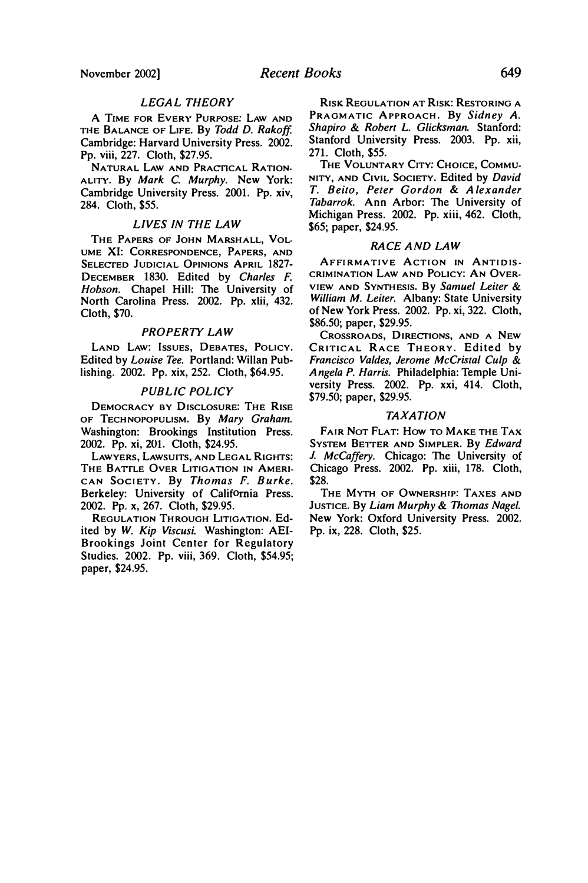### *LEGAL THEORY*

A TIME FOR EVERY PURPOSE: LAW AND THE BALANCE OF LIFE. By *Todd D. Rakoff.* Cambridge: Harvard University Press. 2002. Pp. viii, 227. Cloth, $27.95.

NATURAL LAW AND PRACTICAL RATIONALITY. By *Mark C. Murphy.* New York: Cambridge University Press. 2001. Pp. xiv, 284. Cloth, $55.

### *LIVES IN THE LAW*

THE PAPERS OF JOHN MARSHALL, VOLUME XI: CORRESPONDENCE, PAPERS, AND SELECTED JUDICIAL OPINIONS APRIL 1827-DECEMBER 1830. Edited by *Charles F. Hobson.* Chapel Hill: The University of North Carolina Press. 2002. Pp. xlii, 432. Cloth, $70.

### *PROPERTY LAW*

LAND LAW: ISSUES, DEBATES, POLICY. Edited by *Louise Tee.* Portland: Willan Publishing. 2002. Pp. xix, 252. Cloth, $64.95.

### *PUBLIC POLICY*

DEMOCRACY BY DISCLOSURE: THE RISE OF TECHNOPOPULISM. By *Mary Graham.* Washington: Brookings Institution Press. 2002. Pp. xi, 201. Cloth, $24.95.

LAWYERS, LAWSUITS, AND LEGAL RIGHTS: THE BATTLE OVER LITIGATION IN AMERICAN SOCIETY. By *Thomas F. Burke.* Berkeley: University of California Press. 2002. Pp. x, 267. Cloth, $29.95.

REGULATION THROUGH LITIGATION. Edited by *W. Kip Viscusi.* Washington: AEI-Brookings Joint Center for Regulatory Studies. 2002. Pp. viii, 369. Cloth, $54.95; paper, $24.95.

RISK REGULATION AT RISK: RESTORING A PRAGMATIC APPROACH. By *Sidney A. Shapiro & Robert L. Glicksman.* Stanford: Stanford University Press. 2003. Pp. xii, 271. Cloth, $55.

THE VOLUNTARY CITY: CHOICE, COMMUNITY, AND CIVIL SOCIETY. Edited by *David T. Beito, Peter Gordon & Alexander Tabarrok.* Ann Arbor: The University of Michigan Press. 2002. Pp. xiii, 462. Cloth, $65; paper, $24.95.

### *RACE AND LAW*

AFFIRMATIVE ACTION IN ANTIDISCRIMINATION LAW AND POLICY: AN OVERVIEW AND SYNTHESIS. By *Samuel Leiter & William M. Leiter.* Albany: State University of New York Press. 2002. Pp. xi, 322. Cloth, $86.50; paper, $29.95.

CROSSROADS, DIRECTIONS, AND A NEW CRITICAL RACE THEORY. Edited by *Francisco Valdes, Jerome McCristal Culp & Angela P. Harris.* Philadelphia: Temple University Press. 2002. Pp. xxi, 414. Cloth, $79.50; paper, $29.95.

### *TAXATION*

FAIR NOT FLAT: HOW TO MAKE THE TAX SYSTEM BETTER AND SIMPLER. By *Edward J. McCaffery.* Chicago: The University of Chicago Press. 2002. Pp. xiii, 178. Cloth, $28.

THE MYTH OF OWNERSHIP: TAXES AND JUSTICE. By *Liam Murphy & Thomas Nagel.* New York: Oxford University Press. 2002. Pp. ix, 228. Cloth, $25.